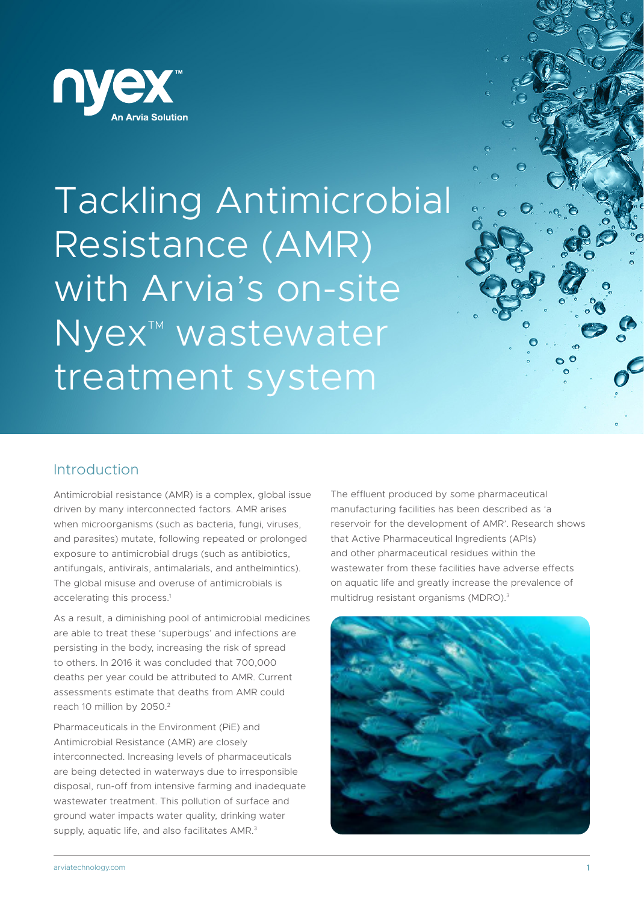nyex™
An Arvia Solution

# Tackling Antimicrobial Resistance (AMR) with Arvia's on-site Nyex™ wastewater treatment system

## Introduction

Antimicrobial resistance (AMR) is a complex, global issue driven by many interconnected factors. AMR arises when microorganisms (such as bacteria, fungi, viruses, and parasites) mutate, following repeated or prolonged exposure to antimicrobial drugs (such as antibiotics, antifungals, antivirals, antimalarials, and anthelmintics). The global misuse and overuse of antimicrobials is accelerating this process.[1]

As a result, a diminishing pool of antimicrobial medicines are able to treat these 'superbugs' and infections are persisting in the body, increasing the risk of spread to others. In 2016 it was concluded that 700,000 deaths per year could be attributed to AMR. Current assessments estimate that deaths from AMR could reach 10 million by 2050.[2]

Pharmaceuticals in the Environment (PiE) and Antimicrobial Resistance (AMR) are closely interconnected. Increasing levels of pharmaceuticals are being detected in waterways due to irresponsible disposal, run-off from intensive farming and inadequate wastewater treatment. This pollution of surface and ground water impacts water quality, drinking water supply, aquatic life, and also facilitates AMR.[3]

The effluent produced by some pharmaceutical manufacturing facilities has been described as 'a reservoir for the development of AMR'. Research shows that Active Pharmaceutical Ingredients (APIs) and other pharmaceutical residues within the wastewater from these facilities have adverse effects on aquatic life and greatly increase the prevalence of multidrug resistant organisms (MDRO).[3]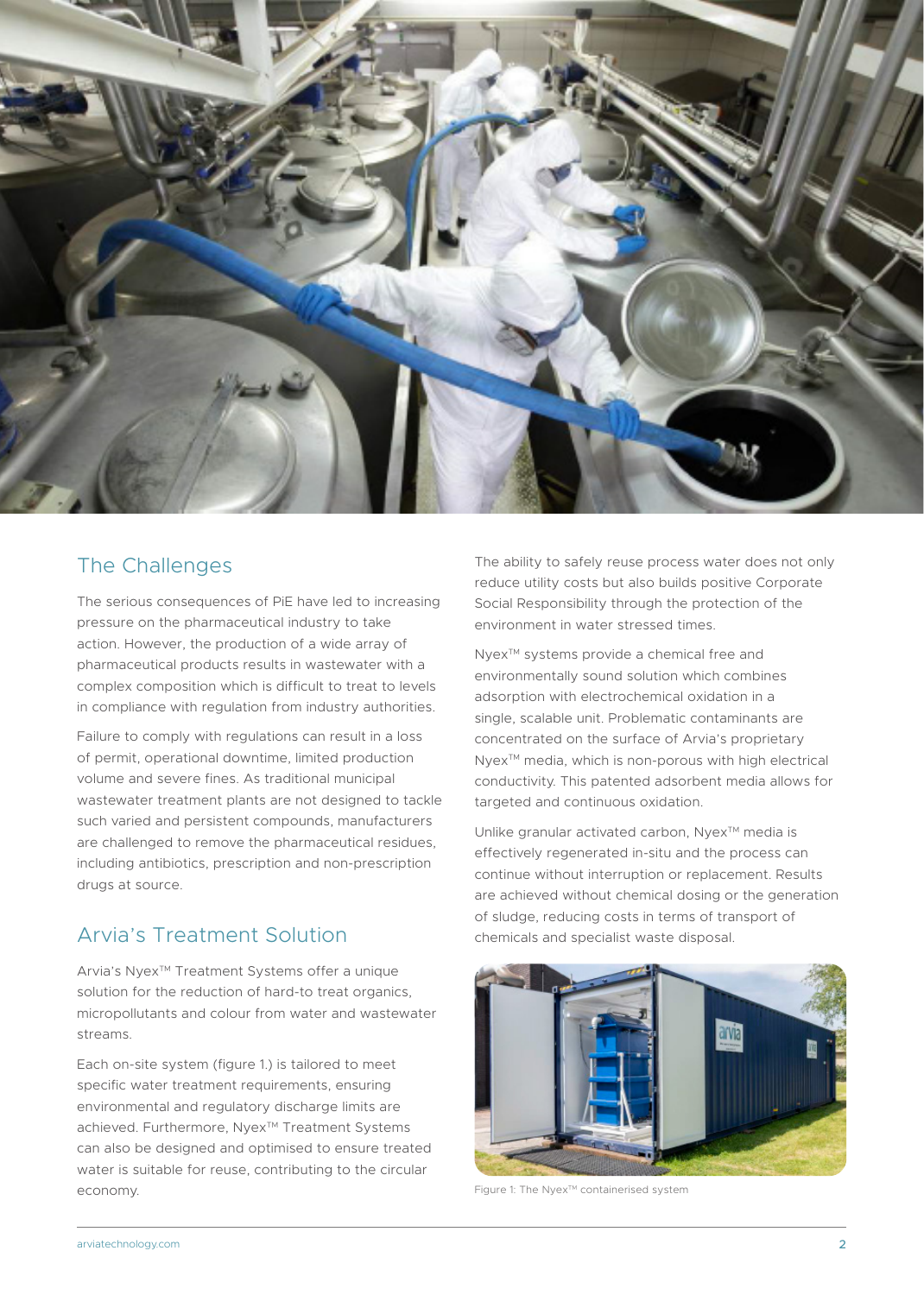## The Challenges

The serious consequences of PiE have led to increasing pressure on the pharmaceutical industry to take action. However, the production of a wide array of pharmaceutical products results in wastewater with a complex composition which is difficult to treat to levels in compliance with regulation from industry authorities.

Failure to comply with regulations can result in a loss of permit, operational downtime, limited production volume and severe fines. As traditional municipal wastewater treatment plants are not designed to tackle such varied and persistent compounds, manufacturers are challenged to remove the pharmaceutical residues, including antibiotics, prescription and non-prescription drugs at source.

## Arvia's Treatment Solution

Arvia's Nyex™ Treatment Systems offer a unique solution for the reduction of hard-to treat organics, micropollutants and colour from water and wastewater streams.

Each on-site system (figure 1.) is tailored to meet specific water treatment requirements, ensuring environmental and regulatory discharge limits are achieved. Furthermore, Nyex™ Treatment Systems can also be designed and optimised to ensure treated water is suitable for reuse, contributing to the circular economy.

The ability to safely reuse process water does not only reduce utility costs but also builds positive Corporate Social Responsibility through the protection of the environment in water stressed times.

Nyex™ systems provide a chemical free and environmentally sound solution which combines adsorption with electrochemical oxidation in a single, scalable unit. Problematic contaminants are concentrated on the surface of Arvia's proprietary Nyex™ media, which is non-porous with high electrical conductivity. This patented adsorbent media allows for targeted and continuous oxidation.

Unlike granular activated carbon, Nyex™ media is effectively regenerated in-situ and the process can continue without interruption or replacement. Results are achieved without chemical dosing or the generation of sludge, reducing costs in terms of transport of chemicals and specialist waste disposal.

Figure 1: The Nyex™ containerised system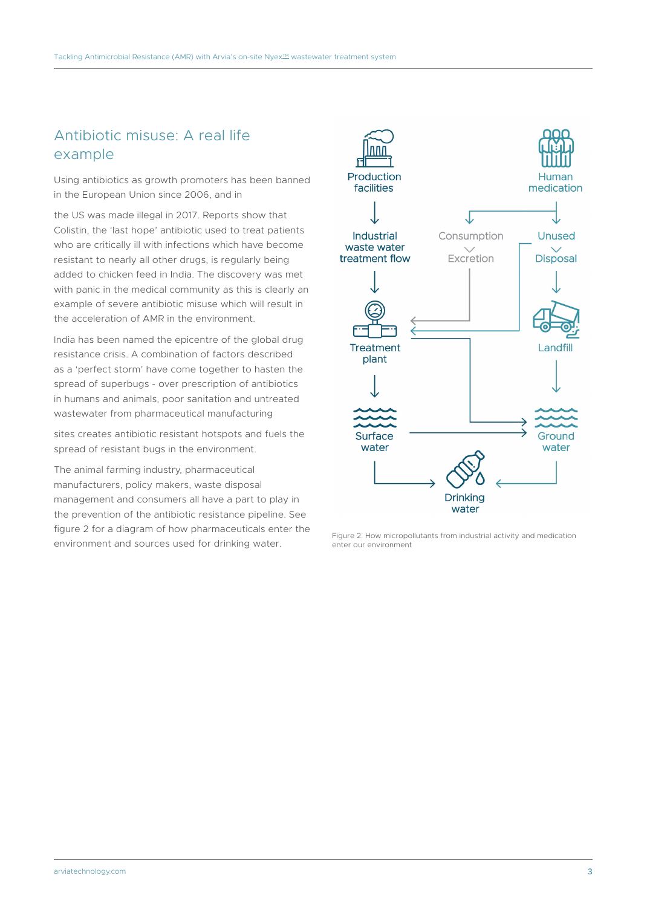## Antibiotic misuse: A real life example

Using antibiotics as growth promoters has been banned in the European Union since 2006, and in the US was made illegal in 2017. Reports show that Colistin, the 'last hope' antibiotic used to treat patients who are critically ill with infections which have become resistant to nearly all other drugs, is regularly being added to chicken feed in India. The discovery was met with panic in the medical community as this is clearly an example of severe antibiotic misuse which will result in the acceleration of AMR in the environment.

India has been named the epicentre of the global drug resistance crisis. A combination of factors described as a 'perfect storm' have come together to hasten the spread of superbugs - over prescription of antibiotics in humans and animals, poor sanitation and untreated wastewater from pharmaceutical manufacturing sites creates antibiotic resistant hotspots and fuels the spread of resistant bugs in the environment.

The animal farming industry, pharmaceutical manufacturers, policy makers, waste disposal management and consumers all have a part to play in the prevention of the antibiotic resistance pipeline. See figure 2 for a diagram of how pharmaceuticals enter the environment and sources used for drinking water.

Production facilities → Industrial waste water treatment flow → Treatment plant → Surface water → Drinking water

Human medication → Consumption / Excretion → Treatment plant

Human medication → Unused / Disposal → Landfill → Ground water → Drinking water

Figure 2. How micropollutants from industrial activity and medication enter our environment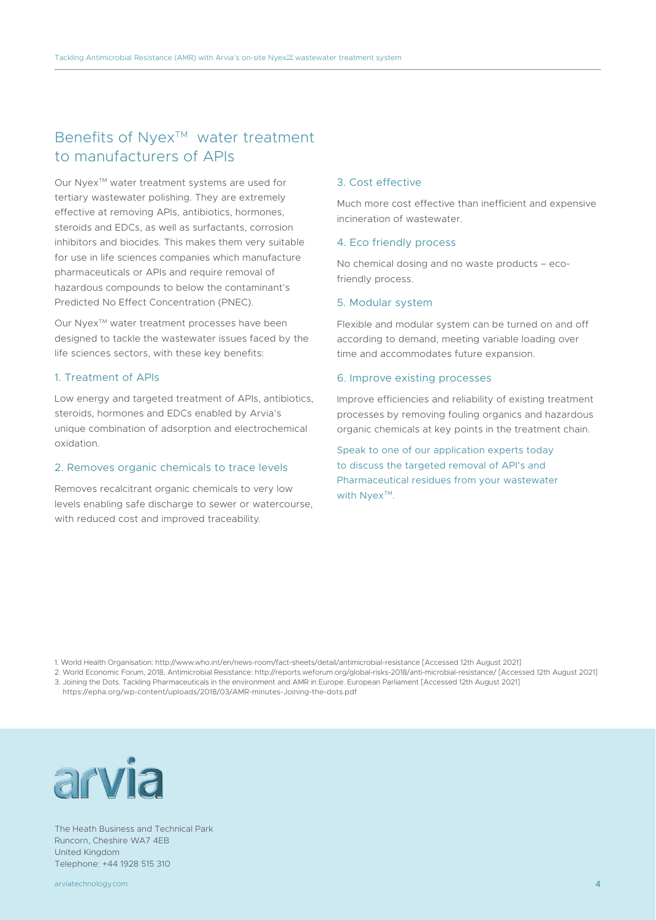## Benefits of Nyex™ water treatment to manufacturers of APIs

Our Nyex™ water treatment systems are used for tertiary wastewater polishing. They are extremely effective at removing APIs, antibiotics, hormones, steroids and EDCs, as well as surfactants, corrosion inhibitors and biocides. This makes them very suitable for use in life sciences companies which manufacture pharmaceuticals or APIs and require removal of hazardous compounds to below the contaminant's Predicted No Effect Concentration (PNEC).

Our Nyex™ water treatment processes have been designed to tackle the wastewater issues faced by the life sciences sectors, with these key benefits:

### 1. Treatment of APIs

Low energy and targeted treatment of APIs, antibiotics, steroids, hormones and EDCs enabled by Arvia's unique combination of adsorption and electrochemical oxidation.

### 2. Removes organic chemicals to trace levels

Removes recalcitrant organic chemicals to very low levels enabling safe discharge to sewer or watercourse, with reduced cost and improved traceability.

### 3. Cost effective

Much more cost effective than inefficient and expensive incineration of wastewater.

### 4. Eco friendly process

No chemical dosing and no waste products – eco-friendly process.

### 5. Modular system

Flexible and modular system can be turned on and off according to demand, meeting variable loading over time and accommodates future expansion.

### 6. Improve existing processes

Improve efficiencies and reliability of existing treatment processes by removing fouling organics and hazardous organic chemicals at key points in the treatment chain.

Speak to one of our application experts today to discuss the targeted removal of API's and Pharmaceutical residues from your wastewater with Nyex™.

1. World Health Organisation: http://www.who.int/en/news-room/fact-sheets/detail/antimicrobial-resistance [Accessed 12th August 2021]
2. World Economic Forum, 2018, Antimicrobial Resistance: http://reports.weforum.org/global-risks-2018/anti-microbial-resistance/ [Accessed 12th August 2021]
3. Joining the Dots. Tackling Pharmaceuticals in the environment and AMR in Europe. European Parliament [Accessed 12th August 2021] https://epha.org/wp-content/uploads/2018/03/AMR-minutes-Joining-the-dots.pdf

arvia

The Heath Business and Technical Park
Runcorn, Cheshire WA7 4EB
United Kingdom
Telephone: +44 1928 515 310

arviatechnology.com